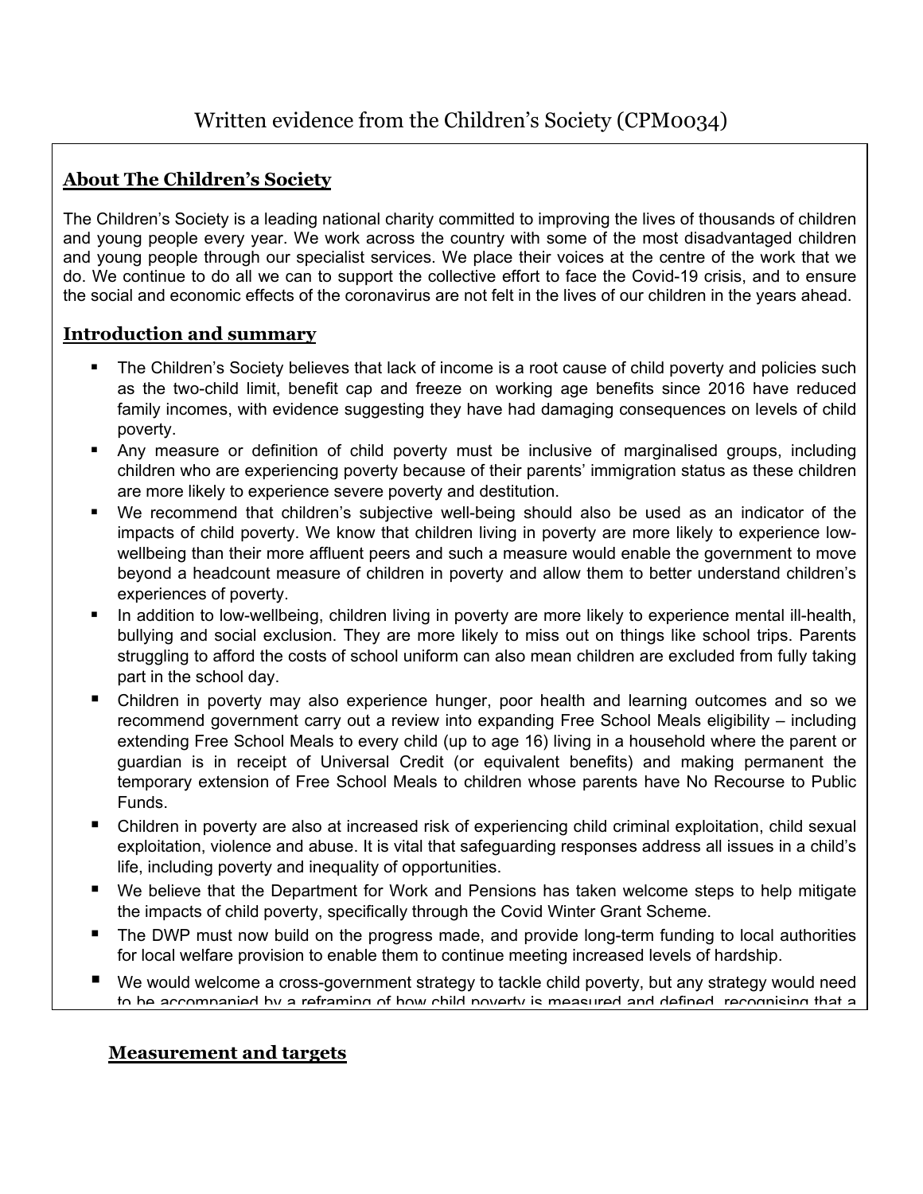# Written evidence from the Children's Society (CPM0034)

## About The Children's Society

The Children's Society is a leading national charity committed to improving the lives of thousands of children and young people every year. We work across the country with some of the most disadvantaged children and young people through our specialist services. We place their voices at the centre of the work that we do. We continue to do all we can to support the collective effort to face the Covid-19 crisis, and to ensure the social and economic effects of the coronavirus are not felt in the lives of our children in the years ahead.

## Introduction and summary

- The Children's Society believes that lack of income is a root cause of child poverty and policies such as the two-child limit, benefit cap and freeze on working age benefits since 2016 have reduced family incomes, with evidence suggesting they have had damaging consequences on levels of child poverty.
- Any measure or definition of child poverty must be inclusive of marginalised groups, including children who are experiencing poverty because of their parents' immigration status as these children are more likely to experience severe poverty and destitution.
- We recommend that children's subjective well-being should also be used as an indicator of the impacts of child poverty. We know that children living in poverty are more likely to experience low-wellbeing than their more affluent peers and such a measure would enable the government to move beyond a headcount measure of children in poverty and allow them to better understand children's experiences of poverty.
- In addition to low-wellbeing, children living in poverty are more likely to experience mental ill-health, bullying and social exclusion. They are more likely to miss out on things like school trips. Parents struggling to afford the costs of school uniform can also mean children are excluded from fully taking part in the school day.
- Children in poverty may also experience hunger, poor health and learning outcomes and so we recommend government carry out a review into expanding Free School Meals eligibility – including extending Free School Meals to every child (up to age 16) living in a household where the parent or guardian is in receipt of Universal Credit (or equivalent benefits) and making permanent the temporary extension of Free School Meals to children whose parents have No Recourse to Public Funds.
- Children in poverty are also at increased risk of experiencing child criminal exploitation, child sexual exploitation, violence and abuse. It is vital that safeguarding responses address all issues in a child's life, including poverty and inequality of opportunities.
- We believe that the Department for Work and Pensions has taken welcome steps to help mitigate the impacts of child poverty, specifically through the Covid Winter Grant Scheme.
- The DWP must now build on the progress made, and provide long-term funding to local authorities for local welfare provision to enable them to continue meeting increased levels of hardship.
- We would welcome a cross-government strategy to tackle child poverty, but any strategy would need to be accompanied by a reframing of how child poverty is measured and defined, recognising that a

## Measurement and targets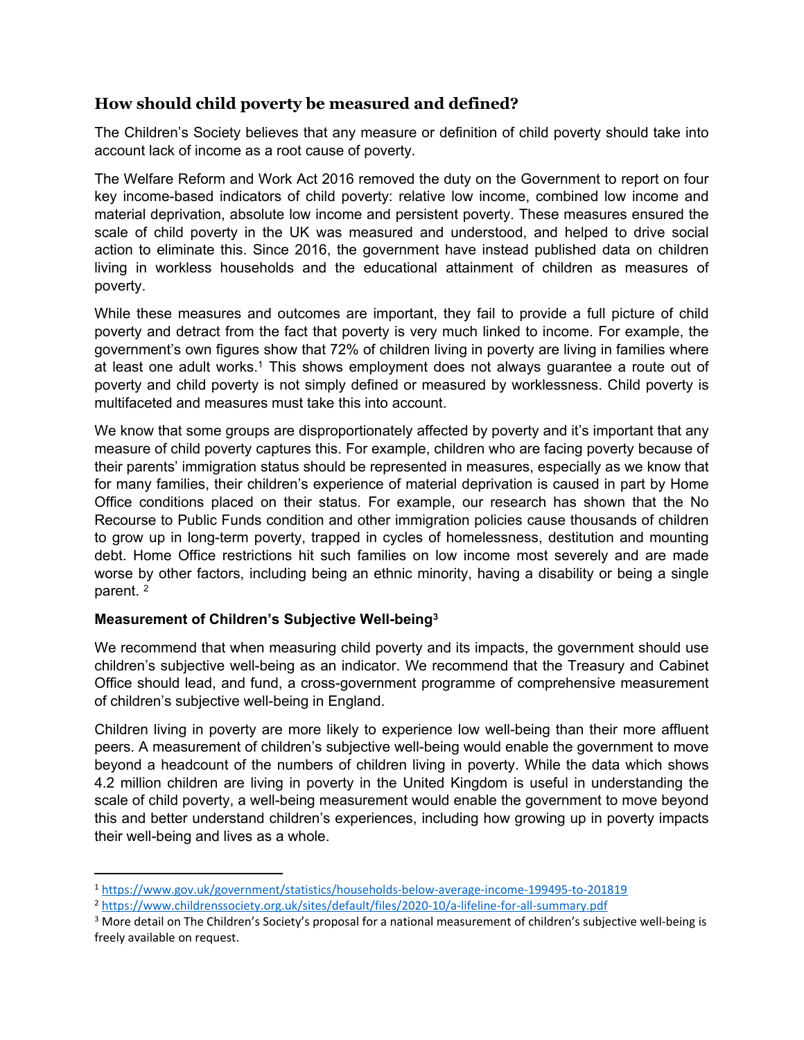## How should child poverty be measured and defined?

The Children's Society believes that any measure or definition of child poverty should take into account lack of income as a root cause of poverty.

The Welfare Reform and Work Act 2016 removed the duty on the Government to report on four key income-based indicators of child poverty: relative low income, combined low income and material deprivation, absolute low income and persistent poverty. These measures ensured the scale of child poverty in the UK was measured and understood, and helped to drive social action to eliminate this. Since 2016, the government have instead published data on children living in workless households and the educational attainment of children as measures of poverty.

While these measures and outcomes are important, they fail to provide a full picture of child poverty and detract from the fact that poverty is very much linked to income. For example, the government's own figures show that 72% of children living in poverty are living in families where at least one adult works.[1] This shows employment does not always guarantee a route out of poverty and child poverty is not simply defined or measured by worklessness. Child poverty is multifaceted and measures must take this into account.

We know that some groups are disproportionately affected by poverty and it's important that any measure of child poverty captures this. For example, children who are facing poverty because of their parents' immigration status should be represented in measures, especially as we know that for many families, their children's experience of material deprivation is caused in part by Home Office conditions placed on their status. For example, our research has shown that the No Recourse to Public Funds condition and other immigration policies cause thousands of children to grow up in long-term poverty, trapped in cycles of homelessness, destitution and mounting debt. Home Office restrictions hit such families on low income most severely and are made worse by other factors, including being an ethnic minority, having a disability or being a single parent. [2]

**Measurement of Children's Subjective Well-being[3]**

We recommend that when measuring child poverty and its impacts, the government should use children's subjective well-being as an indicator. We recommend that the Treasury and Cabinet Office should lead, and fund, a cross-government programme of comprehensive measurement of children's subjective well-being in England.

Children living in poverty are more likely to experience low well-being than their more affluent peers. A measurement of children's subjective well-being would enable the government to move beyond a headcount of the numbers of children living in poverty. While the data which shows 4.2 million children are living in poverty in the United Kingdom is useful in understanding the scale of child poverty, a well-being measurement would enable the government to move beyond this and better understand children's experiences, including how growing up in poverty impacts their well-being and lives as a whole.

---

[1] https://www.gov.uk/government/statistics/households-below-average-income-199495-to-201819

[2] https://www.childrenssociety.org.uk/sites/default/files/2020-10/a-lifeline-for-all-summary.pdf

[3] More detail on The Children's Society's proposal for a national measurement of children's subjective well-being is freely available on request.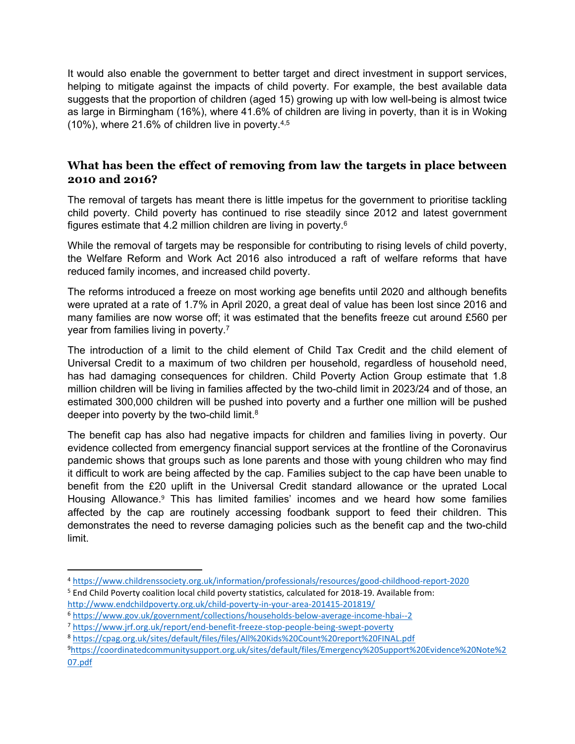It would also enable the government to better target and direct investment in support services, helping to mitigate against the impacts of child poverty. For example, the best available data suggests that the proportion of children (aged 15) growing up with low well-being is almost twice as large in Birmingham (16%), where 41.6% of children are living in poverty, than it is in Woking (10%), where 21.6% of children live in poverty.[4,5]

## What has been the effect of removing from law the targets in place between 2010 and 2016?

The removal of targets has meant there is little impetus for the government to prioritise tackling child poverty. Child poverty has continued to rise steadily since 2012 and latest government figures estimate that 4.2 million children are living in poverty.[6]

While the removal of targets may be responsible for contributing to rising levels of child poverty, the Welfare Reform and Work Act 2016 also introduced a raft of welfare reforms that have reduced family incomes, and increased child poverty.

The reforms introduced a freeze on most working age benefits until 2020 and although benefits were uprated at a rate of 1.7% in April 2020, a great deal of value has been lost since 2016 and many families are now worse off; it was estimated that the benefits freeze cut around £560 per year from families living in poverty.[7]

The introduction of a limit to the child element of Child Tax Credit and the child element of Universal Credit to a maximum of two children per household, regardless of household need, has had damaging consequences for children. Child Poverty Action Group estimate that 1.8 million children will be living in families affected by the two-child limit in 2023/24 and of those, an estimated 300,000 children will be pushed into poverty and a further one million will be pushed deeper into poverty by the two-child limit.[8]

The benefit cap has also had negative impacts for children and families living in poverty. Our evidence collected from emergency financial support services at the frontline of the Coronavirus pandemic shows that groups such as lone parents and those with young children who may find it difficult to work are being affected by the cap. Families subject to the cap have been unable to benefit from the £20 uplift in the Universal Credit standard allowance or the uprated Local Housing Allowance.[9] This has limited families' incomes and we heard how some families affected by the cap are routinely accessing foodbank support to feed their children. This demonstrates the need to reverse damaging policies such as the benefit cap and the two-child limit.

---

[4] https://www.childrenssociety.org.uk/information/professionals/resources/good-childhood-report-2020

[5] End Child Poverty coalition local child poverty statistics, calculated for 2018-19. Available from: http://www.endchildpoverty.org.uk/child-poverty-in-your-area-201415-201819/

[6] https://www.gov.uk/government/collections/households-below-average-income-hbai--2

[7] https://www.jrf.org.uk/report/end-benefit-freeze-stop-people-being-swept-poverty

[8] https://cpag.org.uk/sites/default/files/files/All%20Kids%20Count%20report%20FINAL.pdf

[9] https://coordinatedcommunitysupport.org.uk/sites/default/files/Emergency%20Support%20Evidence%20Note%207.pdf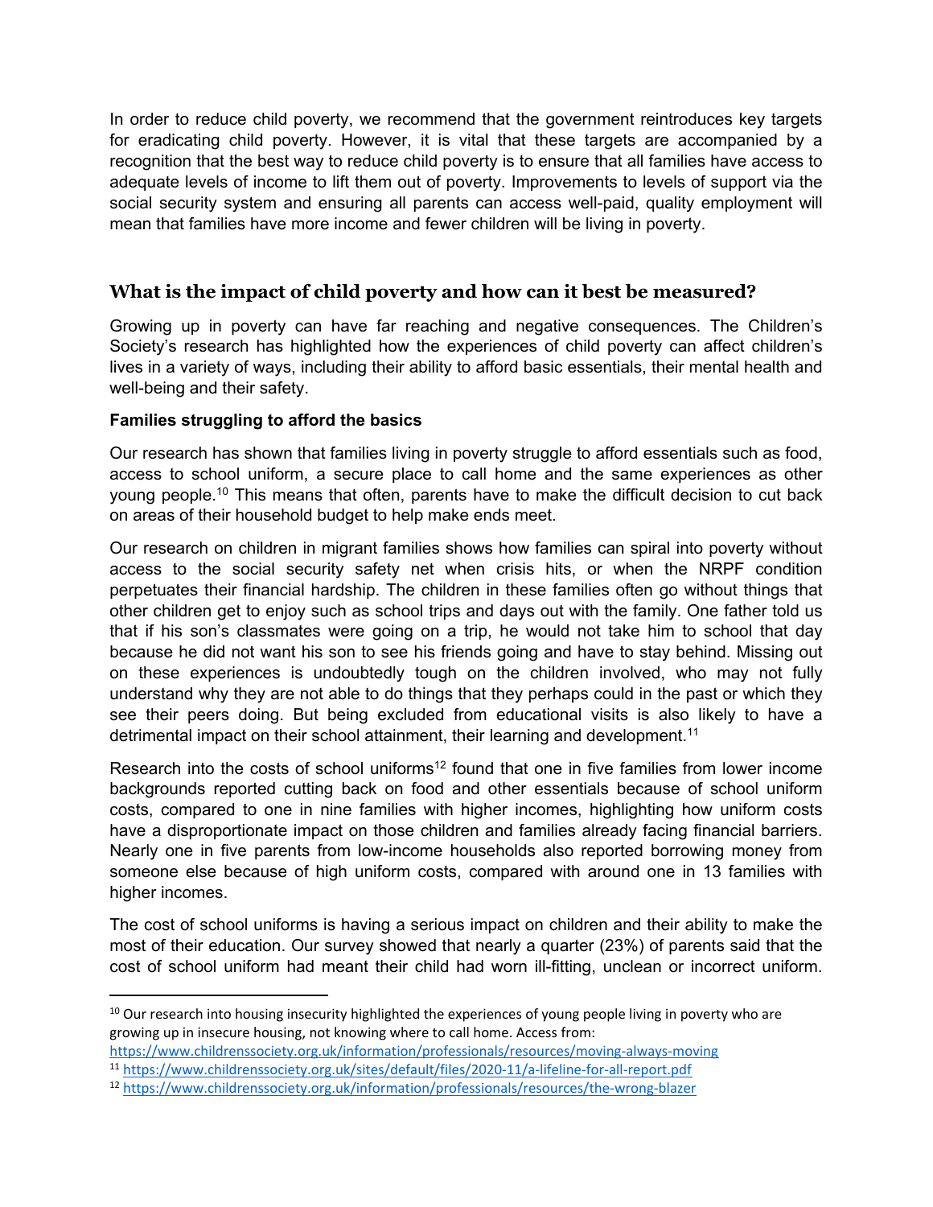In order to reduce child poverty, we recommend that the government reintroduces key targets for eradicating child poverty. However, it is vital that these targets are accompanied by a recognition that the best way to reduce child poverty is to ensure that all families have access to adequate levels of income to lift them out of poverty. Improvements to levels of support via the social security system and ensuring all parents can access well-paid, quality employment will mean that families have more income and fewer children will be living in poverty.

## What is the impact of child poverty and how can it best be measured?

Growing up in poverty can have far reaching and negative consequences. The Children's Society's research has highlighted how the experiences of child poverty can affect children's lives in a variety of ways, including their ability to afford basic essentials, their mental health and well-being and their safety.

**Families struggling to afford the basics**

Our research has shown that families living in poverty struggle to afford essentials such as food, access to school uniform, a secure place to call home and the same experiences as other young people.[10] This means that often, parents have to make the difficult decision to cut back on areas of their household budget to help make ends meet.

Our research on children in migrant families shows how families can spiral into poverty without access to the social security safety net when crisis hits, or when the NRPF condition perpetuates their financial hardship. The children in these families often go without things that other children get to enjoy such as school trips and days out with the family. One father told us that if his son's classmates were going on a trip, he would not take him to school that day because he did not want his son to see his friends going and have to stay behind. Missing out on these experiences is undoubtedly tough on the children involved, who may not fully understand why they are not able to do things that they perhaps could in the past or which they see their peers doing. But being excluded from educational visits is also likely to have a detrimental impact on their school attainment, their learning and development.[11]

Research into the costs of school uniforms[12] found that one in five families from lower income backgrounds reported cutting back on food and other essentials because of school uniform costs, compared to one in nine families with higher incomes, highlighting how uniform costs have a disproportionate impact on those children and families already facing financial barriers. Nearly one in five parents from low-income households also reported borrowing money from someone else because of high uniform costs, compared with around one in 13 families with higher incomes.

The cost of school uniforms is having a serious impact on children and their ability to make the most of their education. Our survey showed that nearly a quarter (23%) of parents said that the cost of school uniform had meant their child had worn ill-fitting, unclean or incorrect uniform.

---

[10] Our research into housing insecurity highlighted the experiences of young people living in poverty who are growing up in insecure housing, not knowing where to call home. Access from: https://www.childrenssociety.org.uk/information/professionals/resources/moving-always-moving

[11] https://www.childrenssociety.org.uk/sites/default/files/2020-11/a-lifeline-for-all-report.pdf

[12] https://www.childrenssociety.org.uk/information/professionals/resources/the-wrong-blazer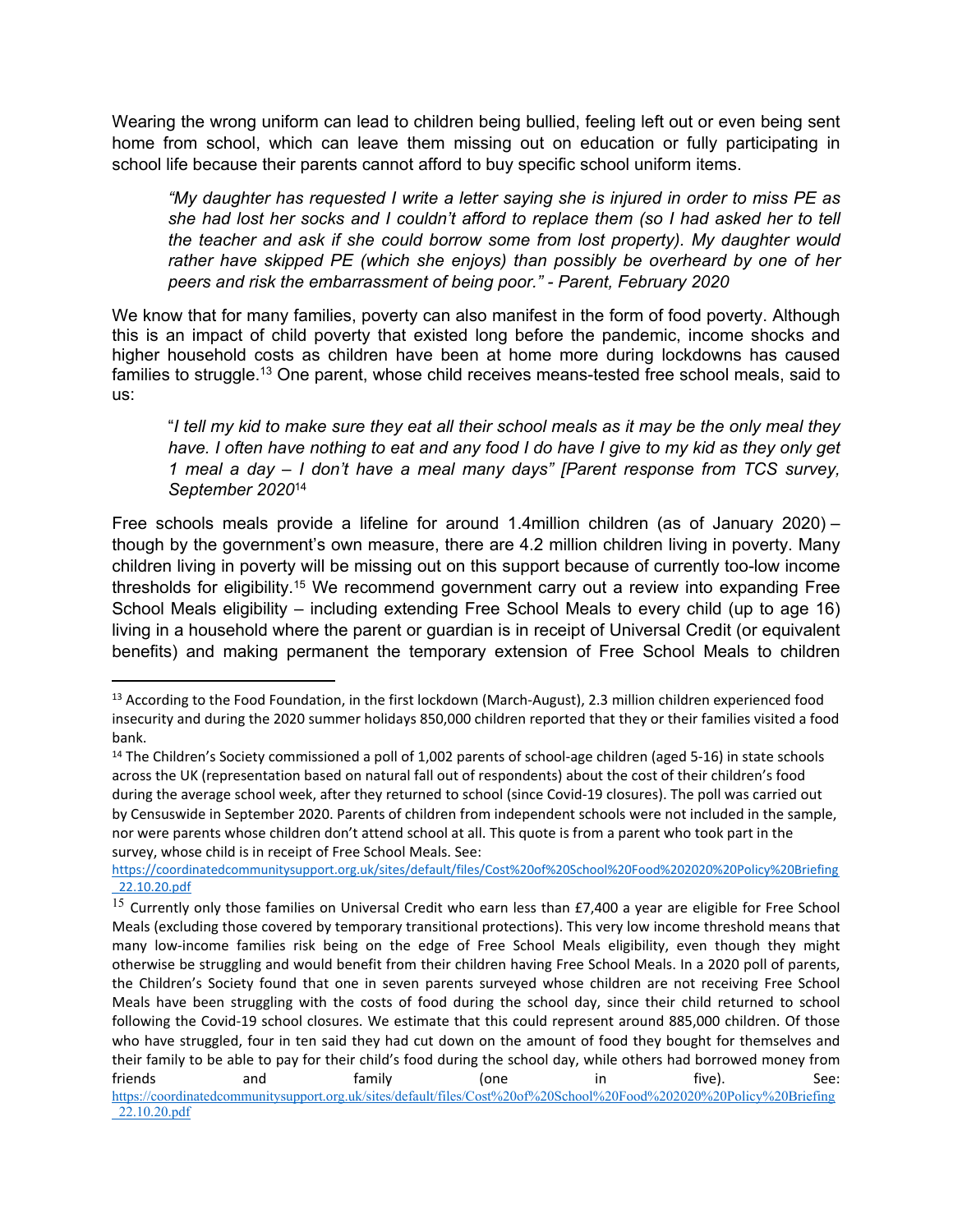Wearing the wrong uniform can lead to children being bullied, feeling left out or even being sent home from school, which can leave them missing out on education or fully participating in school life because their parents cannot afford to buy specific school uniform items.

> *"My daughter has requested I write a letter saying she is injured in order to miss PE as she had lost her socks and I couldn't afford to replace them (so I had asked her to tell the teacher and ask if she could borrow some from lost property). My daughter would rather have skipped PE (which she enjoys) than possibly be overheard by one of her peers and risk the embarrassment of being poor." - Parent, February 2020*

We know that for many families, poverty can also manifest in the form of food poverty. Although this is an impact of child poverty that existed long before the pandemic, income shocks and higher household costs as children have been at home more during lockdowns has caused families to struggle.[13] One parent, whose child receives means-tested free school meals, said to us:

> "*I tell my kid to make sure they eat all their school meals as it may be the only meal they have. I often have nothing to eat and any food I do have I give to my kid as they only get 1 meal a day – I don't have a meal many days" [Parent response from TCS survey, September 2020*[14]

Free schools meals provide a lifeline for around 1.4million children (as of January 2020) – though by the government's own measure, there are 4.2 million children living in poverty. Many children living in poverty will be missing out on this support because of currently too-low income thresholds for eligibility.[15] We recommend government carry out a review into expanding Free School Meals eligibility – including extending Free School Meals to every child (up to age 16) living in a household where the parent or guardian is in receipt of Universal Credit (or equivalent benefits) and making permanent the temporary extension of Free School Meals to children

---

[13] According to the Food Foundation, in the first lockdown (March-August), 2.3 million children experienced food insecurity and during the 2020 summer holidays 850,000 children reported that they or their families visited a food bank.

[14] The Children's Society commissioned a poll of 1,002 parents of school-age children (aged 5-16) in state schools across the UK (representation based on natural fall out of respondents) about the cost of their children's food during the average school week, after they returned to school (since Covid-19 closures). The poll was carried out by Censuswide in September 2020. Parents of children from independent schools were not included in the sample, nor were parents whose children don't attend school at all. This quote is from a parent who took part in the survey, whose child is in receipt of Free School Meals. See: https://coordinatedcommunitysupport.org.uk/sites/default/files/Cost%20of%20School%20Food%202020%20Policy%20Briefing_22.10.20.pdf

[15] Currently only those families on Universal Credit who earn less than £7,400 a year are eligible for Free School Meals (excluding those covered by temporary transitional protections). This very low income threshold means that many low-income families risk being on the edge of Free School Meals eligibility, even though they might otherwise be struggling and would benefit from their children having Free School Meals. In a 2020 poll of parents, the Children's Society found that one in seven parents surveyed whose children are not receiving Free School Meals have been struggling with the costs of food during the school day, since their child returned to school following the Covid-19 school closures. We estimate that this could represent around 885,000 children. Of those who have struggled, four in ten said they had cut down on the amount of food they bought for themselves and their family to be able to pay for their child's food during the school day, while others had borrowed money from friends and family (one in five). See: https://coordinatedcommunitysupport.org.uk/sites/default/files/Cost%20of%20School%20Food%202020%20Policy%20Briefing_22.10.20.pdf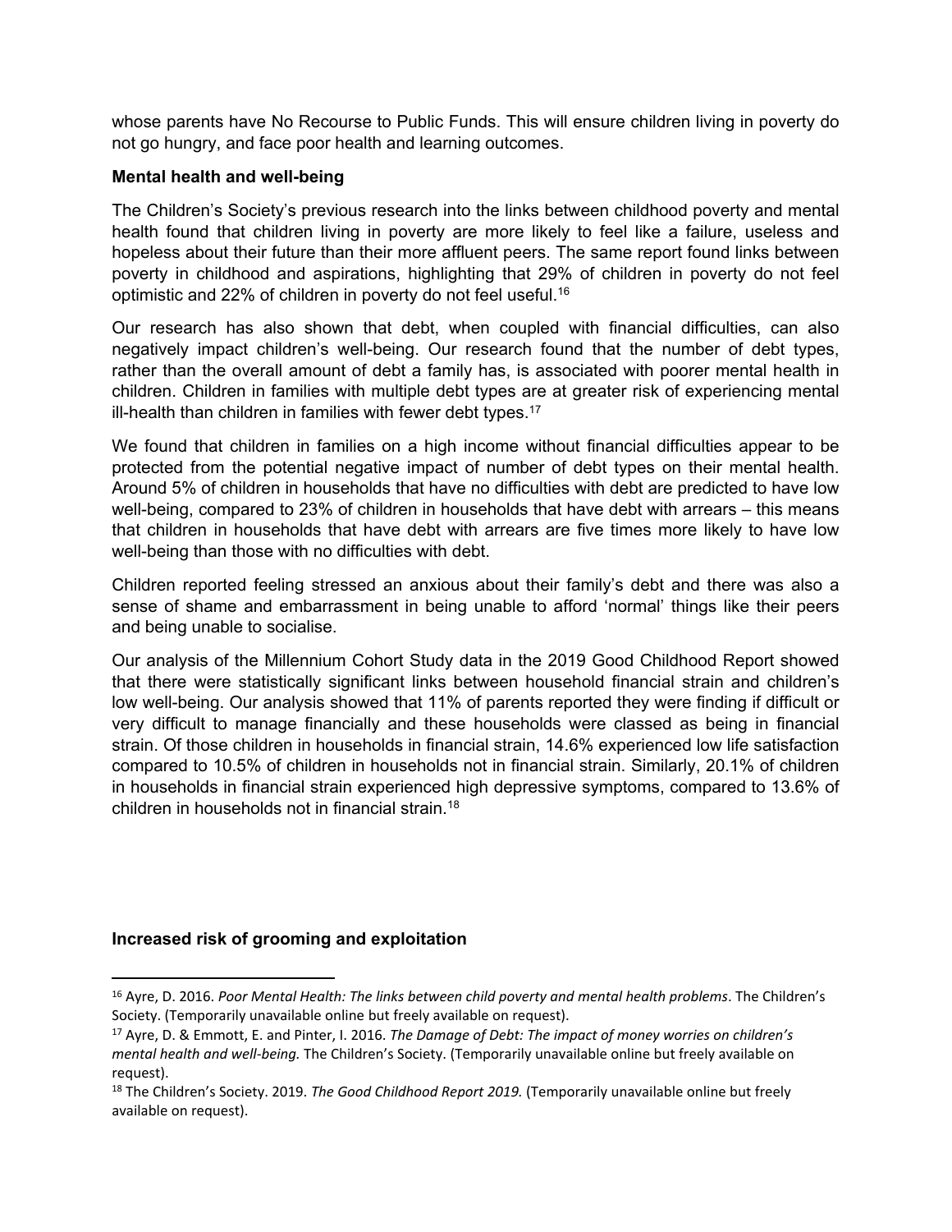whose parents have No Recourse to Public Funds. This will ensure children living in poverty do not go hungry, and face poor health and learning outcomes.

**Mental health and well-being**

The Children's Society's previous research into the links between childhood poverty and mental health found that children living in poverty are more likely to feel like a failure, useless and hopeless about their future than their more affluent peers. The same report found links between poverty in childhood and aspirations, highlighting that 29% of children in poverty do not feel optimistic and 22% of children in poverty do not feel useful.[16]

Our research has also shown that debt, when coupled with financial difficulties, can also negatively impact children's well-being. Our research found that the number of debt types, rather than the overall amount of debt a family has, is associated with poorer mental health in children. Children in families with multiple debt types are at greater risk of experiencing mental ill-health than children in families with fewer debt types.[17]

We found that children in families on a high income without financial difficulties appear to be protected from the potential negative impact of number of debt types on their mental health. Around 5% of children in households that have no difficulties with debt are predicted to have low well-being, compared to 23% of children in households that have debt with arrears – this means that children in households that have debt with arrears are five times more likely to have low well-being than those with no difficulties with debt.

Children reported feeling stressed an anxious about their family's debt and there was also a sense of shame and embarrassment in being unable to afford 'normal' things like their peers and being unable to socialise.

Our analysis of the Millennium Cohort Study data in the 2019 Good Childhood Report showed that there were statistically significant links between household financial strain and children's low well-being. Our analysis showed that 11% of parents reported they were finding if difficult or very difficult to manage financially and these households were classed as being in financial strain. Of those children in households in financial strain, 14.6% experienced low life satisfaction compared to 10.5% of children in households not in financial strain. Similarly, 20.1% of children in households in financial strain experienced high depressive symptoms, compared to 13.6% of children in households not in financial strain.[18]

**Increased risk of grooming and exploitation**

---

[16] Ayre, D. 2016. *Poor Mental Health: The links between child poverty and mental health problems*. The Children's Society. (Temporarily unavailable online but freely available on request).

[17] Ayre, D. & Emmott, E. and Pinter, I. 2016. *The Damage of Debt: The impact of money worries on children's mental health and well-being.* The Children's Society. (Temporarily unavailable online but freely available on request).

[18] The Children's Society. 2019. *The Good Childhood Report 2019.* (Temporarily unavailable online but freely available on request).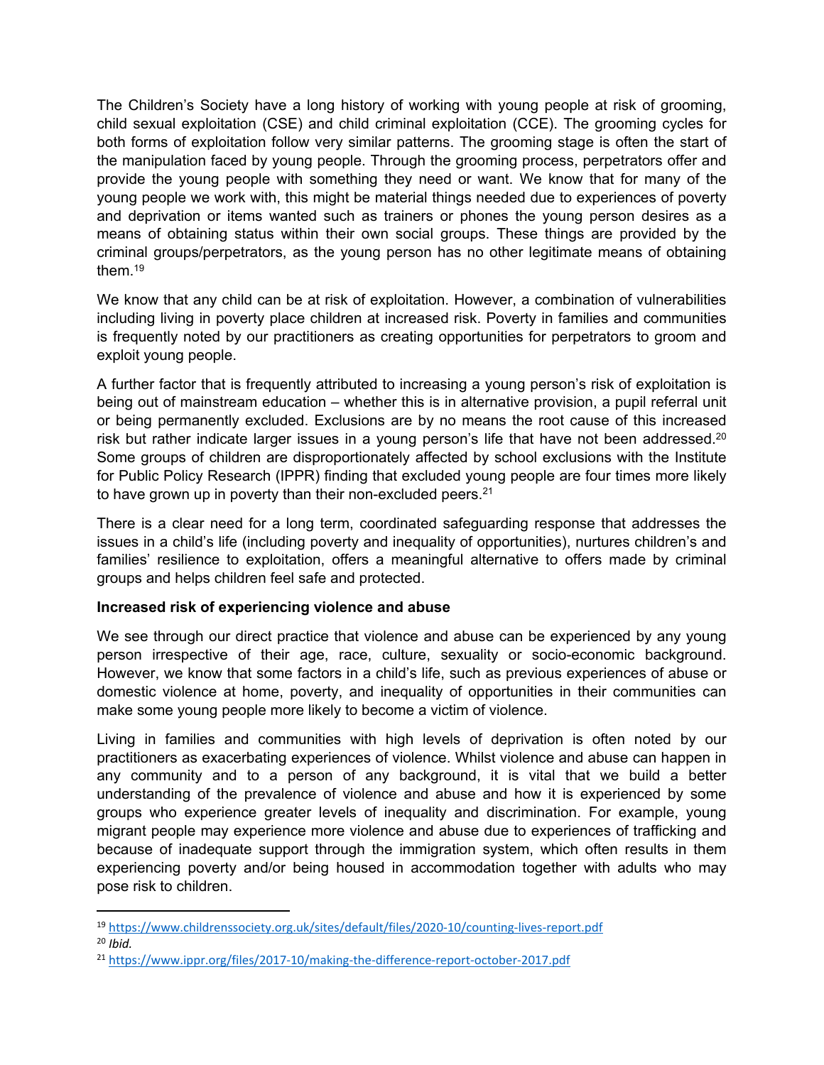The Children's Society have a long history of working with young people at risk of grooming, child sexual exploitation (CSE) and child criminal exploitation (CCE). The grooming cycles for both forms of exploitation follow very similar patterns. The grooming stage is often the start of the manipulation faced by young people. Through the grooming process, perpetrators offer and provide the young people with something they need or want. We know that for many of the young people we work with, this might be material things needed due to experiences of poverty and deprivation or items wanted such as trainers or phones the young person desires as a means of obtaining status within their own social groups. These things are provided by the criminal groups/perpetrators, as the young person has no other legitimate means of obtaining them.[19]

We know that any child can be at risk of exploitation. However, a combination of vulnerabilities including living in poverty place children at increased risk. Poverty in families and communities is frequently noted by our practitioners as creating opportunities for perpetrators to groom and exploit young people.

A further factor that is frequently attributed to increasing a young person's risk of exploitation is being out of mainstream education – whether this is in alternative provision, a pupil referral unit or being permanently excluded. Exclusions are by no means the root cause of this increased risk but rather indicate larger issues in a young person's life that have not been addressed.[20] Some groups of children are disproportionately affected by school exclusions with the Institute for Public Policy Research (IPPR) finding that excluded young people are four times more likely to have grown up in poverty than their non-excluded peers.[21]

There is a clear need for a long term, coordinated safeguarding response that addresses the issues in a child's life (including poverty and inequality of opportunities), nurtures children's and families' resilience to exploitation, offers a meaningful alternative to offers made by criminal groups and helps children feel safe and protected.

**Increased risk of experiencing violence and abuse**

We see through our direct practice that violence and abuse can be experienced by any young person irrespective of their age, race, culture, sexuality or socio-economic background. However, we know that some factors in a child's life, such as previous experiences of abuse or domestic violence at home, poverty, and inequality of opportunities in their communities can make some young people more likely to become a victim of violence.

Living in families and communities with high levels of deprivation is often noted by our practitioners as exacerbating experiences of violence. Whilst violence and abuse can happen in any community and to a person of any background, it is vital that we build a better understanding of the prevalence of violence and abuse and how it is experienced by some groups who experience greater levels of inequality and discrimination. For example, young migrant people may experience more violence and abuse due to experiences of trafficking and because of inadequate support through the immigration system, which often results in them experiencing poverty and/or being housed in accommodation together with adults who may pose risk to children.

---

[19] https://www.childrenssociety.org.uk/sites/default/files/2020-10/counting-lives-report.pdf

[20] *Ibid.*

[21] https://www.ippr.org/files/2017-10/making-the-difference-report-october-2017.pdf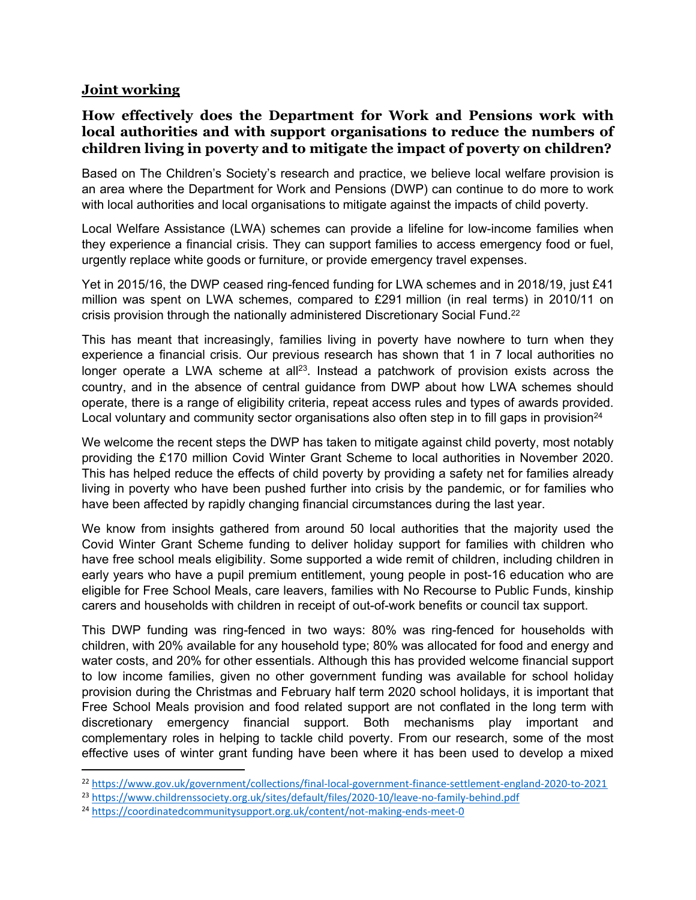## Joint working

### How effectively does the Department for Work and Pensions work with local authorities and with support organisations to reduce the numbers of children living in poverty and to mitigate the impact of poverty on children?

Based on The Children's Society's research and practice, we believe local welfare provision is an area where the Department for Work and Pensions (DWP) can continue to do more to work with local authorities and local organisations to mitigate against the impacts of child poverty.

Local Welfare Assistance (LWA) schemes can provide a lifeline for low-income families when they experience a financial crisis. They can support families to access emergency food or fuel, urgently replace white goods or furniture, or provide emergency travel expenses.

Yet in 2015/16, the DWP ceased ring-fenced funding for LWA schemes and in 2018/19, just £41 million was spent on LWA schemes, compared to £291 million (in real terms) in 2010/11 on crisis provision through the nationally administered Discretionary Social Fund.[22]

This has meant that increasingly, families living in poverty have nowhere to turn when they experience a financial crisis. Our previous research has shown that 1 in 7 local authorities no longer operate a LWA scheme at all[23]. Instead a patchwork of provision exists across the country, and in the absence of central guidance from DWP about how LWA schemes should operate, there is a range of eligibility criteria, repeat access rules and types of awards provided. Local voluntary and community sector organisations also often step in to fill gaps in provision[24]

We welcome the recent steps the DWP has taken to mitigate against child poverty, most notably providing the £170 million Covid Winter Grant Scheme to local authorities in November 2020. This has helped reduce the effects of child poverty by providing a safety net for families already living in poverty who have been pushed further into crisis by the pandemic, or for families who have been affected by rapidly changing financial circumstances during the last year.

We know from insights gathered from around 50 local authorities that the majority used the Covid Winter Grant Scheme funding to deliver holiday support for families with children who have free school meals eligibility. Some supported a wide remit of children, including children in early years who have a pupil premium entitlement, young people in post-16 education who are eligible for Free School Meals, care leavers, families with No Recourse to Public Funds, kinship carers and households with children in receipt of out-of-work benefits or council tax support.

This DWP funding was ring-fenced in two ways: 80% was ring-fenced for households with children, with 20% available for any household type; 80% was allocated for food and energy and water costs, and 20% for other essentials. Although this has provided welcome financial support to low income families, given no other government funding was available for school holiday provision during the Christmas and February half term 2020 school holidays, it is important that Free School Meals provision and food related support are not conflated in the long term with discretionary emergency financial support. Both mechanisms play important and complementary roles in helping to tackle child poverty. From our research, some of the most effective uses of winter grant funding have been where it has been used to develop a mixed

---

[22] https://www.gov.uk/government/collections/final-local-government-finance-settlement-england-2020-to-2021

[23] https://www.childrenssociety.org.uk/sites/default/files/2020-10/leave-no-family-behind.pdf

[24] https://coordinatedcommunitysupport.org.uk/content/not-making-ends-meet-0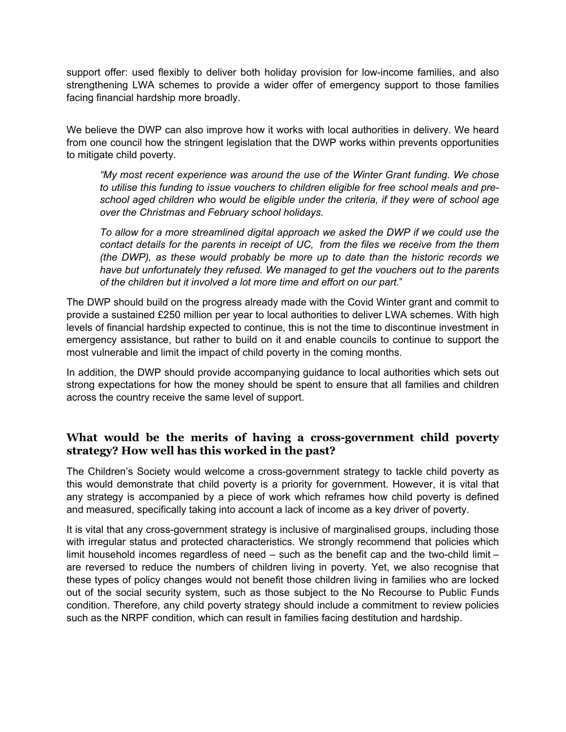support offer: used flexibly to deliver both holiday provision for low-income families, and also strengthening LWA schemes to provide a wider offer of emergency support to those families facing financial hardship more broadly.

We believe the DWP can also improve how it works with local authorities in delivery. We heard from one council how the stringent legislation that the DWP works within prevents opportunities to mitigate child poverty.

> *"My most recent experience was around the use of the Winter Grant funding. We chose to utilise this funding to issue vouchers to children eligible for free school meals and pre-school aged children who would be eligible under the criteria, if they were of school age over the Christmas and February school holidays.*
>
> *To allow for a more streamlined digital approach we asked the DWP if we could use the contact details for the parents in receipt of UC, from the files we receive from the them (the DWP), as these would probably be more up to date than the historic records we have but unfortunately they refused. We managed to get the vouchers out to the parents of the children but it involved a lot more time and effort on our part.*"

The DWP should build on the progress already made with the Covid Winter grant and commit to provide a sustained £250 million per year to local authorities to deliver LWA schemes. With high levels of financial hardship expected to continue, this is not the time to discontinue investment in emergency assistance, but rather to build on it and enable councils to continue to support the most vulnerable and limit the impact of child poverty in the coming months.

In addition, the DWP should provide accompanying guidance to local authorities which sets out strong expectations for how the money should be spent to ensure that all families and children across the country receive the same level of support.

## What would be the merits of having a cross-government child poverty strategy? How well has this worked in the past?

The Children's Society would welcome a cross-government strategy to tackle child poverty as this would demonstrate that child poverty is a priority for government. However, it is vital that any strategy is accompanied by a piece of work which reframes how child poverty is defined and measured, specifically taking into account a lack of income as a key driver of poverty.

It is vital that any cross-government strategy is inclusive of marginalised groups, including those with irregular status and protected characteristics. We strongly recommend that policies which limit household incomes regardless of need – such as the benefit cap and the two-child limit – are reversed to reduce the numbers of children living in poverty. Yet, we also recognise that these types of policy changes would not benefit those children living in families who are locked out of the social security system, such as those subject to the No Recourse to Public Funds condition. Therefore, any child poverty strategy should include a commitment to review policies such as the NRPF condition, which can result in families facing destitution and hardship.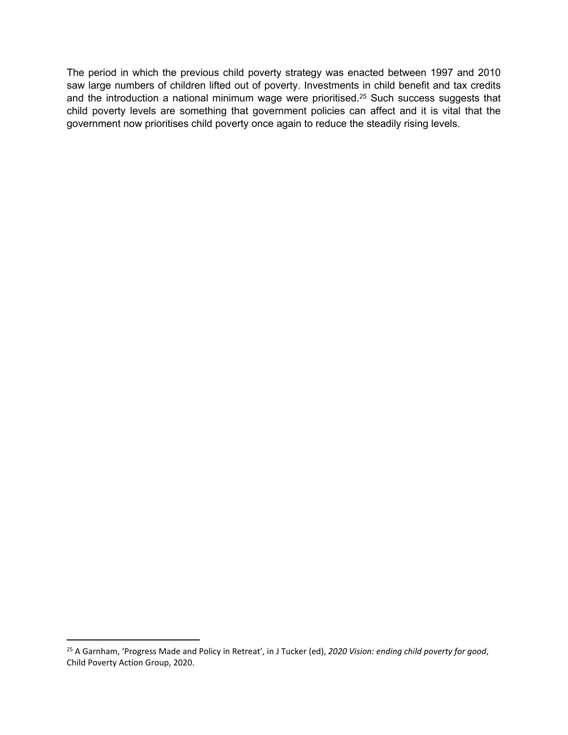The period in which the previous child poverty strategy was enacted between 1997 and 2010 saw large numbers of children lifted out of poverty. Investments in child benefit and tax credits and the introduction a national minimum wage were prioritised.[25] Such success suggests that child poverty levels are something that government policies can affect and it is vital that the government now prioritises child poverty once again to reduce the steadily rising levels.

---

[25] A Garnham, 'Progress Made and Policy in Retreat', in J Tucker (ed), *2020 Vision: ending child poverty for good*, Child Poverty Action Group, 2020.